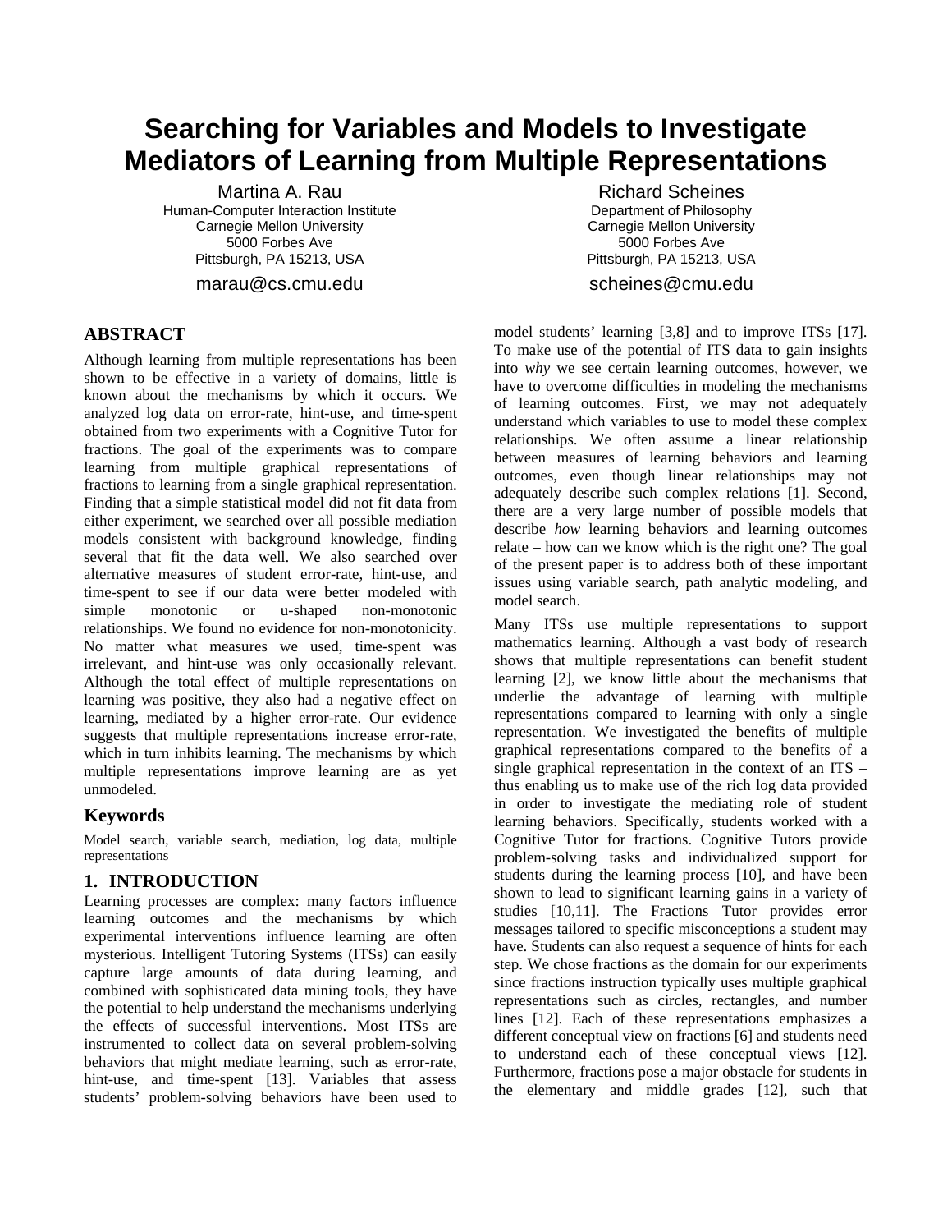# Searching for Variables and Models to Investigate Mediators of Learning from Multiple Representations

Martina A. Rau
Human-Computer Interaction Institute
Carnegie Mellon University
5000 Forbes Ave
Pittsburgh, PA 15213, USA
marau@cs.cmu.edu

Richard Scheines
Department of Philosophy
Carnegie Mellon University
5000 Forbes Ave
Pittsburgh, PA 15213, USA
scheines@cmu.edu

## ABSTRACT

Although learning from multiple representations has been shown to be effective in a variety of domains, little is known about the mechanisms by which it occurs. We analyzed log data on error-rate, hint-use, and time-spent obtained from two experiments with a Cognitive Tutor for fractions. The goal of the experiments was to compare learning from multiple graphical representations of fractions to learning from a single graphical representation. Finding that a simple statistical model did not fit data from either experiment, we searched over all possible mediation models consistent with background knowledge, finding several that fit the data well. We also searched over alternative measures of student error-rate, hint-use, and time-spent to see if our data were better modeled with simple monotonic or u-shaped non-monotonic relationships. We found no evidence for non-monotonicity. No matter what measures we used, time-spent was irrelevant, and hint-use was only occasionally relevant. Although the total effect of multiple representations on learning was positive, they also had a negative effect on learning, mediated by a higher error-rate. Our evidence suggests that multiple representations increase error-rate, which in turn inhibits learning. The mechanisms by which multiple representations improve learning are as yet unmodeled.

### Keywords

Model search, variable search, mediation, log data, multiple representations

## 1. INTRODUCTION

Learning processes are complex: many factors influence learning outcomes and the mechanisms by which experimental interventions influence learning are often mysterious. Intelligent Tutoring Systems (ITSs) can easily capture large amounts of data during learning, and combined with sophisticated data mining tools, they have the potential to help understand the mechanisms underlying the effects of successful interventions. Most ITSs are instrumented to collect data on several problem-solving behaviors that might mediate learning, such as error-rate, hint-use, and time-spent [13]. Variables that assess students' problem-solving behaviors have been used to model students' learning [3,8] and to improve ITSs [17]. To make use of the potential of ITS data to gain insights into *why* we see certain learning outcomes, however, we have to overcome difficulties in modeling the mechanisms of learning outcomes. First, we may not adequately understand which variables to use to model these complex relationships. We often assume a linear relationship between measures of learning behaviors and learning outcomes, even though linear relationships may not adequately describe such complex relations [1]. Second, there are a very large number of possible models that describe *how* learning behaviors and learning outcomes relate – how can we know which is the right one? The goal of the present paper is to address both of these important issues using variable search, path analytic modeling, and model search.

Many ITSs use multiple representations to support mathematics learning. Although a vast body of research shows that multiple representations can benefit student learning [2], we know little about the mechanisms that underlie the advantage of learning with multiple representations compared to learning with only a single representation. We investigated the benefits of multiple graphical representations compared to the benefits of a single graphical representation in the context of an ITS – thus enabling us to make use of the rich log data provided in order to investigate the mediating role of student learning behaviors. Specifically, students worked with a Cognitive Tutor for fractions. Cognitive Tutors provide problem-solving tasks and individualized support for students during the learning process [10], and have been shown to lead to significant learning gains in a variety of studies [10,11]. The Fractions Tutor provides error messages tailored to specific misconceptions a student may have. Students can also request a sequence of hints for each step. We chose fractions as the domain for our experiments since fractions instruction typically uses multiple graphical representations such as circles, rectangles, and number lines [12]. Each of these representations emphasizes a different conceptual view on fractions [6] and students need to understand each of these conceptual views [12]. Furthermore, fractions pose a major obstacle for students in the elementary and middle grades [12], such that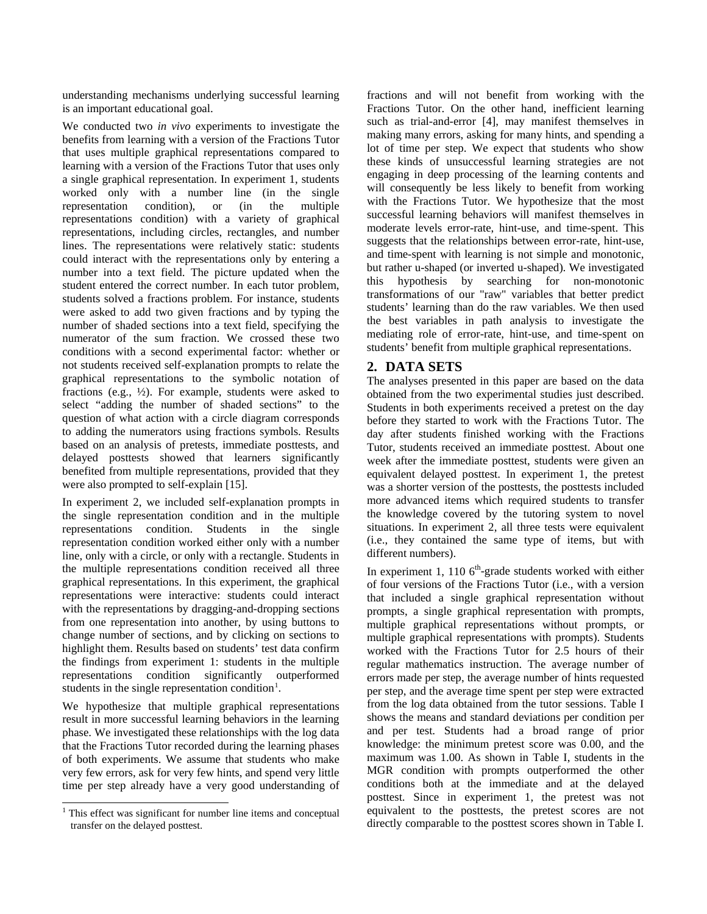understanding mechanisms underlying successful learning is an important educational goal.

We conducted two *in vivo* experiments to investigate the benefits from learning with a version of the Fractions Tutor that uses multiple graphical representations compared to learning with a version of the Fractions Tutor that uses only a single graphical representation. In experiment 1, students worked only with a number line (in the single representation condition), or (in the multiple representations condition) with a variety of graphical representations, including circles, rectangles, and number lines. The representations were relatively static: students could interact with the representations only by entering a number into a text field. The picture updated when the student entered the correct number. In each tutor problem, students solved a fractions problem. For instance, students were asked to add two given fractions and by typing the number of shaded sections into a text field, specifying the numerator of the sum fraction. We crossed these two conditions with a second experimental factor: whether or not students received self-explanation prompts to relate the graphical representations to the symbolic notation of fractions (e.g., ½). For example, students were asked to select "adding the number of shaded sections" to the question of what action with a circle diagram corresponds to adding the numerators using fractions symbols. Results based on an analysis of pretests, immediate posttests, and delayed posttests showed that learners significantly benefited from multiple representations, provided that they were also prompted to self-explain [15].

In experiment 2, we included self-explanation prompts in the single representation condition and in the multiple representations condition. Students in the single representation condition worked either only with a number line, only with a circle, or only with a rectangle. Students in the multiple representations condition received all three graphical representations. In this experiment, the graphical representations were interactive: students could interact with the representations by dragging-and-dropping sections from one representation into another, by using buttons to change number of sections, and by clicking on sections to highlight them. Results based on students' test data confirm the findings from experiment 1: students in the multiple representations condition significantly outperformed students in the single representation condition[1].

We hypothesize that multiple graphical representations result in more successful learning behaviors in the learning phase. We investigated these relationships with the log data that the Fractions Tutor recorded during the learning phases of both experiments. We assume that students who make very few errors, ask for very few hints, and spend very little time per step already have a very good understanding of fractions and will not benefit from working with the Fractions Tutor. On the other hand, inefficient learning such as trial-and-error [4], may manifest themselves in making many errors, asking for many hints, and spending a lot of time per step. We expect that students who show these kinds of unsuccessful learning strategies are not engaging in deep processing of the learning contents and will consequently be less likely to benefit from working with the Fractions Tutor. We hypothesize that the most successful learning behaviors will manifest themselves in moderate levels error-rate, hint-use, and time-spent. This suggests that the relationships between error-rate, hint-use, and time-spent with learning is not simple and monotonic, but rather u-shaped (or inverted u-shaped). We investigated this hypothesis by searching for non-monotonic transformations of our "raw" variables that better predict students' learning than do the raw variables. We then used the best variables in path analysis to investigate the mediating role of error-rate, hint-use, and time-spent on students' benefit from multiple graphical representations.

## 2. DATA SETS

The analyses presented in this paper are based on the data obtained from the two experimental studies just described. Students in both experiments received a pretest on the day before they started to work with the Fractions Tutor. The day after students finished working with the Fractions Tutor, students received an immediate posttest. About one week after the immediate posttest, students were given an equivalent delayed posttest. In experiment 1, the pretest was a shorter version of the posttests, the posttests included more advanced items which required students to transfer the knowledge covered by the tutoring system to novel situations. In experiment 2, all three tests were equivalent (i.e., they contained the same type of items, but with different numbers).

In experiment 1, 110 6th-grade students worked with either of four versions of the Fractions Tutor (i.e., with a version that included a single graphical representation without prompts, a single graphical representation with prompts, multiple graphical representations without prompts, or multiple graphical representations with prompts). Students worked with the Fractions Tutor for 2.5 hours of their regular mathematics instruction. The average number of errors made per step, the average number of hints requested per step, and the average time spent per step were extracted from the log data obtained from the tutor sessions. Table I shows the means and standard deviations per condition per and per test. Students had a broad range of prior knowledge: the minimum pretest score was 0.00, and the maximum was 1.00. As shown in Table I, students in the MGR condition with prompts outperformed the other conditions both at the immediate and at the delayed posttest. Since in experiment 1, the pretest was not equivalent to the posttests, the pretest scores are not directly comparable to the posttest scores shown in Table I.

[1] This effect was significant for number line items and conceptual transfer on the delayed posttest.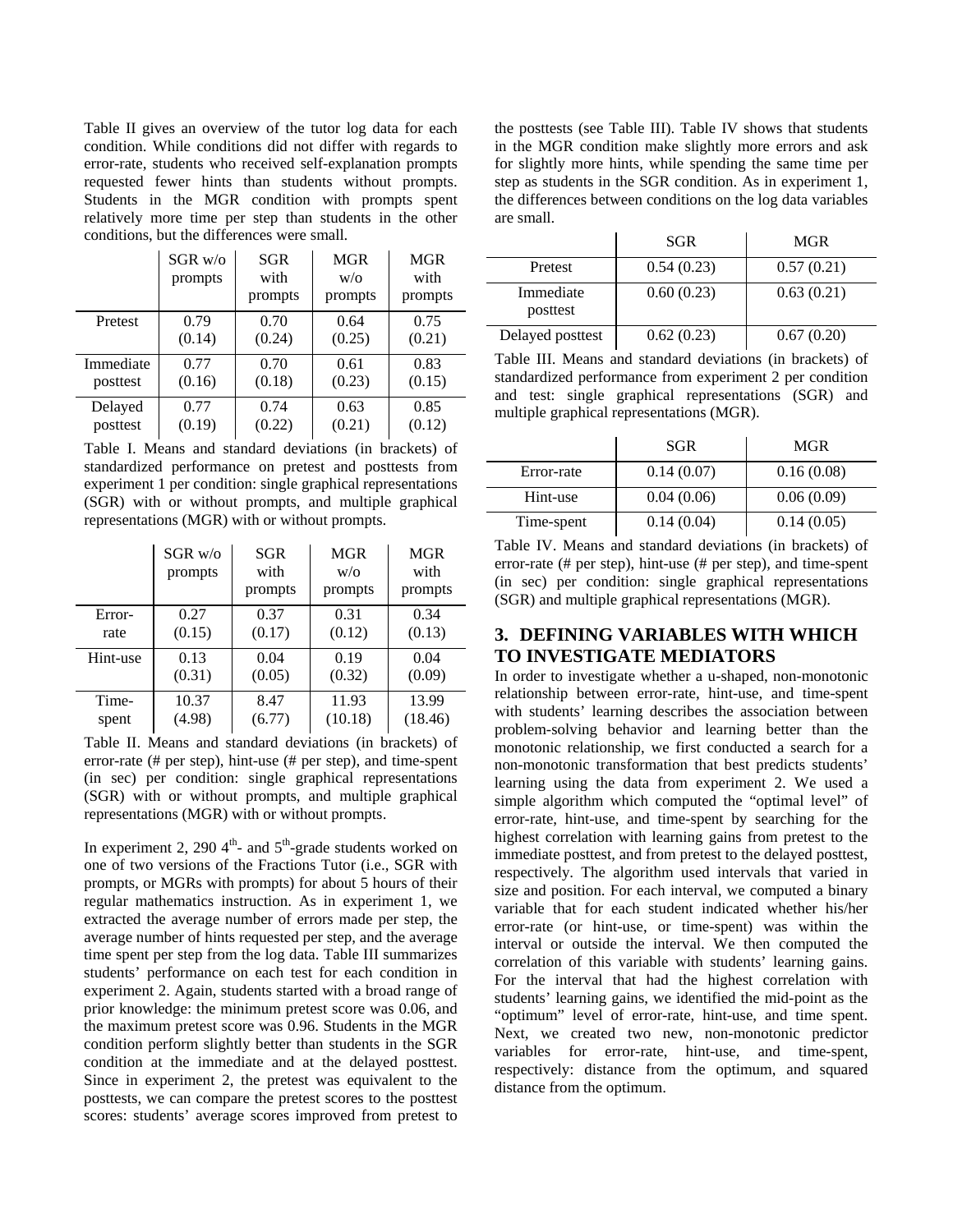Table II gives an overview of the tutor log data for each condition. While conditions did not differ with regards to error-rate, students who received self-explanation prompts requested fewer hints than students without prompts. Students in the MGR condition with prompts spent relatively more time per step than students in the other conditions, but the differences were small.

| | SGR w/o prompts | SGR with prompts | MGR w/o prompts | MGR with prompts |
|---|---|---|---|---|
| Pretest | 0.79 (0.14) | 0.70 (0.24) | 0.64 (0.25) | 0.75 (0.21) |
| Immediate posttest | 0.77 (0.16) | 0.70 (0.18) | 0.61 (0.23) | 0.83 (0.15) |
| Delayed posttest | 0.77 (0.19) | 0.74 (0.22) | 0.63 (0.21) | 0.85 (0.12) |

Table I. Means and standard deviations (in brackets) of standardized performance on pretest and posttests from experiment 1 per condition: single graphical representations (SGR) with or without prompts, and multiple graphical representations (MGR) with or without prompts.

| | SGR w/o prompts | SGR with prompts | MGR w/o prompts | MGR with prompts |
|---|---|---|---|---|
| Error-rate | 0.27 (0.15) | 0.37 (0.17) | 0.31 (0.12) | 0.34 (0.13) |
| Hint-use | 0.13 (0.31) | 0.04 (0.05) | 0.19 (0.32) | 0.04 (0.09) |
| Time-spent | 10.37 (4.98) | 8.47 (6.77) | 11.93 (10.18) | 13.99 (18.46) |

Table II. Means and standard deviations (in brackets) of error-rate (# per step), hint-use (# per step), and time-spent (in sec) per condition: single graphical representations (SGR) with or without prompts, and multiple graphical representations (MGR) with or without prompts.

In experiment 2, 290 4[th]- and 5[th]-grade students worked on one of two versions of the Fractions Tutor (i.e., SGR with prompts, or MGRs with prompts) for about 5 hours of their regular mathematics instruction. As in experiment 1, we extracted the average number of errors made per step, the average number of hints requested per step, and the average time spent per step from the log data. Table III summarizes students' performance on each test for each condition in experiment 2. Again, students started with a broad range of prior knowledge: the minimum pretest score was 0.06, and the maximum pretest score was 0.96. Students in the MGR condition perform slightly better than students in the SGR condition at the immediate and at the delayed posttest. Since in experiment 2, the pretest was equivalent to the posttests, we can compare the pretest scores to the posttest scores: students' average scores improved from pretest to the posttests (see Table III). Table IV shows that students in the MGR condition make slightly more errors and ask for slightly more hints, while spending the same time per step as students in the SGR condition. As in experiment 1, the differences between conditions on the log data variables are small.

| | SGR | MGR |
|---|---|---|
| Pretest | 0.54 (0.23) | 0.57 (0.21) |
| Immediate posttest | 0.60 (0.23) | 0.63 (0.21) |
| Delayed posttest | 0.62 (0.23) | 0.67 (0.20) |

Table III. Means and standard deviations (in brackets) of standardized performance from experiment 2 per condition and test: single graphical representations (SGR) and multiple graphical representations (MGR).

| | SGR | MGR |
|---|---|---|
| Error-rate | 0.14 (0.07) | 0.16 (0.08) |
| Hint-use | 0.04 (0.06) | 0.06 (0.09) |
| Time-spent | 0.14 (0.04) | 0.14 (0.05) |

Table IV. Means and standard deviations (in brackets) of error-rate (# per step), hint-use (# per step), and time-spent (in sec) per condition: single graphical representations (SGR) and multiple graphical representations (MGR).

## 3. DEFINING VARIABLES WITH WHICH TO INVESTIGATE MEDIATORS

In order to investigate whether a u-shaped, non-monotonic relationship between error-rate, hint-use, and time-spent with students' learning describes the association between problem-solving behavior and learning better than the monotonic relationship, we first conducted a search for a non-monotonic transformation that best predicts students' learning using the data from experiment 2. We used a simple algorithm which computed the "optimal level" of error-rate, hint-use, and time-spent by searching for the highest correlation with learning gains from pretest to the immediate posttest, and from pretest to the delayed posttest, respectively. The algorithm used intervals that varied in size and position. For each interval, we computed a binary variable that for each student indicated whether his/her error-rate (or hint-use, or time-spent) was within the interval or outside the interval. We then computed the correlation of this variable with students' learning gains. For the interval that had the highest correlation with students' learning gains, we identified the mid-point as the "optimum" level of error-rate, hint-use, and time spent. Next, we created two new, non-monotonic predictor variables for error-rate, hint-use, and time-spent, respectively: distance from the optimum, and squared distance from the optimum.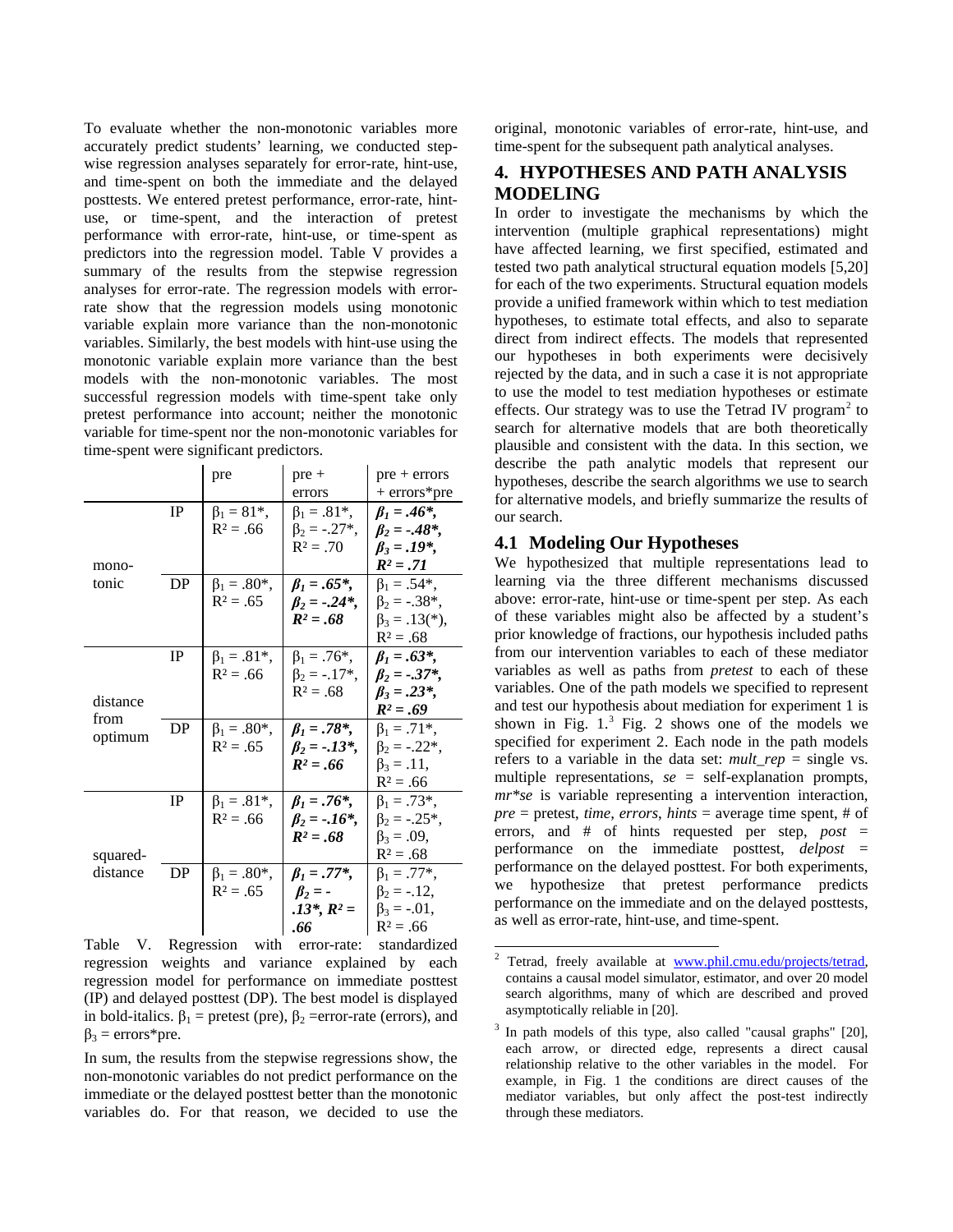To evaluate whether the non-monotonic variables more accurately predict students' learning, we conducted step-wise regression analyses separately for error-rate, hint-use, and time-spent on both the immediate and the delayed posttests. We entered pretest performance, error-rate, hint-use, or time-spent, and the interaction of pretest performance with error-rate, hint-use, or time-spent as predictors into the regression model. Table V provides a summary of the results from the stepwise regression analyses for error-rate. The regression models with error-rate show that the regression models using monotonic variable explain more variance than the non-monotonic variables. Similarly, the best models with hint-use using the monotonic variable explain more variance than the best models with the non-monotonic variables. The most successful regression models with time-spent take only pretest performance into account; neither the monotonic variable for time-spent nor the non-monotonic variables for time-spent were significant predictors.

| | | pre | pre + errors | pre + errors + errors*pre |
|---|---|---|---|---|
| mono-tonic | IP | $\beta_1$ = 81*, $R^2$ = .66 | $\beta_1$ = .81*, $\beta_2$ = -.27*, $R^2$ = .70 | ***$\beta_1$ = .46*, $\beta_2$ = -.48*, $\beta_3$ = .19*, $R^2$ = .71*** |
| | DP | $\beta_1$ = .80*, $R^2$ = .65 | ***$\beta_1$ = .65*, $\beta_2$ = -.24*, $R^2$ = .68*** | $\beta_1$ = .54*, $\beta_2$ = -.38*, $\beta_3$ = .13(*), $R^2$ = .68 |
| distance from optimum | IP | $\beta_1$ = .81*, $R^2$ = .66 | $\beta_1$ = .76*, $\beta_2$ = -.17*, $R^2$ = .68 | ***$\beta_1$ = .63*, $\beta_2$ = -.37*, $\beta_3$ = .23*, $R^2$ = .69*** |
| | DP | $\beta_1$ = .80*, $R^2$ = .65 | ***$\beta_1$ = .78*, $\beta_2$ = -.13*, $R^2$ = .66*** | $\beta_1$ = .71*, $\beta_2$ = -.22*, $\beta_3$ = .11, $R^2$ = .66 |
| squared-distance | IP | $\beta_1$ = .81*, $R^2$ = .66 | ***$\beta_1$ = .76*, $\beta_2$ = -.16*, $R^2$ = .68*** | $\beta_1$ = .73*, $\beta_2$ = -.25*, $\beta_3$ = .09, $R^2$ = .68 |
| | DP | $\beta_1$ = .80*, $R^2$ = .65 | ***$\beta_1$ = .77*, $\beta_2$ = -.13*, $R^2$ = .66*** | $\beta_1$ = .77*, $\beta_2$ = -.12, $\beta_3$ = -.01, $R^2$ = .66 |

Table V. Regression with error-rate: standardized regression weights and variance explained by each regression model for performance on immediate posttest (IP) and delayed posttest (DP). The best model is displayed in bold-italics. $\beta_1$ = pretest (pre), $\beta_2$ =error-rate (errors), and $\beta_3$ = errors*pre.

In sum, the results from the stepwise regressions show, the non-monotonic variables do not predict performance on the immediate or the delayed posttest better than the monotonic variables do. For that reason, we decided to use the original, monotonic variables of error-rate, hint-use, and time-spent for the subsequent path analytical analyses.

## 4. HYPOTHESES AND PATH ANALYSIS MODELING

In order to investigate the mechanisms by which the intervention (multiple graphical representations) might have affected learning, we first specified, estimated and tested two path analytical structural equation models [5,20] for each of the two experiments. Structural equation models provide a unified framework within which to test mediation hypotheses, to estimate total effects, and also to separate direct from indirect effects. The models that represented our hypotheses in both experiments were decisively rejected by the data, and in such a case it is not appropriate to use the model to test mediation hypotheses or estimate effects. Our strategy was to use the Tetrad IV program[2] to search for alternative models that are both theoretically plausible and consistent with the data. In this section, we describe the path analytic models that represent our hypotheses, describe the search algorithms we use to search for alternative models, and briefly summarize the results of our search.

### 4.1 Modeling Our Hypotheses

We hypothesized that multiple representations lead to learning via the three different mechanisms discussed above: error-rate, hint-use or time-spent per step. As each of these variables might also be affected by a student's prior knowledge of fractions, our hypothesis included paths from our intervention variables to each of these mediator variables as well as paths from *pretest* to each of these variables. One of the path models we specified to represent and test our hypothesis about mediation for experiment 1 is shown in Fig. 1.[3] Fig. 2 shows one of the models we specified for experiment 2. Each node in the path models refers to a variable in the data set: *mult_rep* = single vs. multiple representations, *se* = self-explanation prompts, *mr*se* is variable representing a intervention interaction, *pre* = pretest, *time*, *errors*, *hints* = average time spent, # of errors, and # of hints requested per step, *post* = performance on the immediate posttest, *delpost* = performance on the delayed posttest. For both experiments, we hypothesize that pretest performance predicts performance on the immediate and on the delayed posttests, as well as error-rate, hint-use, and time-spent.

[2] Tetrad, freely available at www.phil.cmu.edu/projects/tetrad, contains a causal model simulator, estimator, and over 20 model search algorithms, many of which are described and proved asymptotically reliable in [20].

[3] In path models of this type, also called "causal graphs" [20], each arrow, or directed edge, represents a direct causal relationship relative to the other variables in the model. For example, in Fig. 1 the conditions are direct causes of the mediator variables, but only affect the post-test indirectly through these mediators.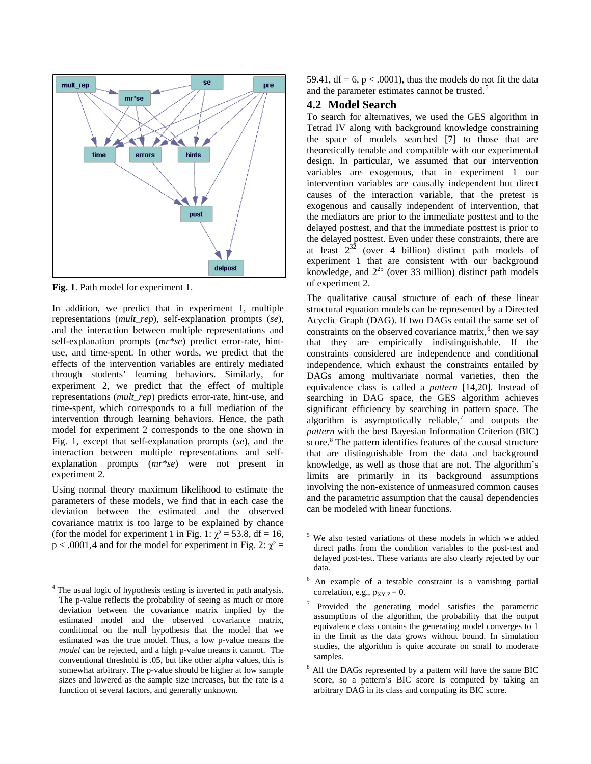Fig. 1. Path model for experiment 1.

In addition, we predict that in experiment 1, multiple representations (*mult_rep*), self-explanation prompts (*se*), and the interaction between multiple representations and self-explanation prompts (*mr*se*) predict error-rate, hint-use, and time-spent. In other words, we predict that the effects of the intervention variables are entirely mediated through students' learning behaviors. Similarly, for experiment 2, we predict that the effect of multiple representations (*mult_rep*) predicts error-rate, hint-use, and time-spent, which corresponds to a full mediation of the intervention through learning behaviors. Hence, the path model for experiment 2 corresponds to the one shown in Fig. 1, except that self-explanation prompts (*se*), and the interaction between multiple representations and self-explanation prompts (*mr*se*) were not present in experiment 2.

Using normal theory maximum likelihood to estimate the parameters of these models, we find that in each case the deviation between the estimated and the observed covariance matrix is too large to be explained by chance (for the model for experiment 1 in Fig. 1: $\chi^2 = 53.8$, df = 16, $p < .0001$,[4] and for the model for experiment in Fig. 2: $\chi^2 = 59.41$, df = 6, $p < .0001$), thus the models do not fit the data and the parameter estimates cannot be trusted.[5]

## 4.2 Model Search

To search for alternatives, we used the GES algorithm in Tetrad IV along with background knowledge constraining the space of models searched [7] to those that are theoretically tenable and compatible with our experimental design. In particular, we assumed that our intervention variables are exogenous, that in experiment 1 our intervention variables are causally independent but direct causes of the interaction variable, that the pretest is exogenous and causally independent of intervention, that the mediators are prior to the immediate posttest and to the delayed posttest, and that the immediate posttest is prior to the delayed posttest. Even under these constraints, there are at least $2^{32}$ (over 4 billion) distinct path models of experiment 1 that are consistent with our background knowledge, and $2^{25}$ (over 33 million) distinct path models of experiment 2.

The qualitative causal structure of each of these linear structural equation models can be represented by a Directed Acyclic Graph (DAG). If two DAGs entail the same set of constraints on the observed covariance matrix,[6] then we say that they are empirically indistinguishable. If the constraints considered are independence and conditional independence, which exhaust the constraints entailed by DAGs among multivariate normal varieties, then the equivalence class is called a *pattern* [14,20]. Instead of searching in DAG space, the GES algorithm achieves significant efficiency by searching in pattern space. The algorithm is asymptotically reliable,[7] and outputs the *pattern* with the best Bayesian Information Criterion (BIC) score.[8] The pattern identifies features of the causal structure that are distinguishable from the data and background knowledge, as well as those that are not. The algorithm's limits are primarily in its background assumptions involving the non-existence of unmeasured common causes and the parametric assumption that the causal dependencies can be modeled with linear functions.

---

[4] The usual logic of hypothesis testing is inverted in path analysis. The p-value reflects the probability of seeing as much or more deviation between the covariance matrix implied by the estimated model and the observed covariance matrix, conditional on the null hypothesis that the model that we estimated was the true model. Thus, a low p-value means the *model* can be rejected, and a high p-value means it cannot. The conventional threshold is .05, but like other alpha values, this is somewhat arbitrary. The p-value should be higher at low sample sizes and lowered as the sample size increases, but the rate is a function of several factors, and generally unknown.

[5] We also tested variations of these models in which we added direct paths from the condition variables to the post-test and delayed post-test. These variants are also clearly rejected by our data.

[6] An example of a testable constraint is a vanishing partial correlation, e.g., $\rho_{XY.Z} = 0$.

[7] Provided the generating model satisfies the parametric assumptions of the algorithm, the probability that the output equivalence class contains the generating model converges to 1 in the limit as the data grows without bound. In simulation studies, the algorithm is quite accurate on small to moderate samples.

[8] All the DAGs represented by a pattern will have the same BIC score, so a pattern's BIC score is computed by taking an arbitrary DAG in its class and computing its BIC score.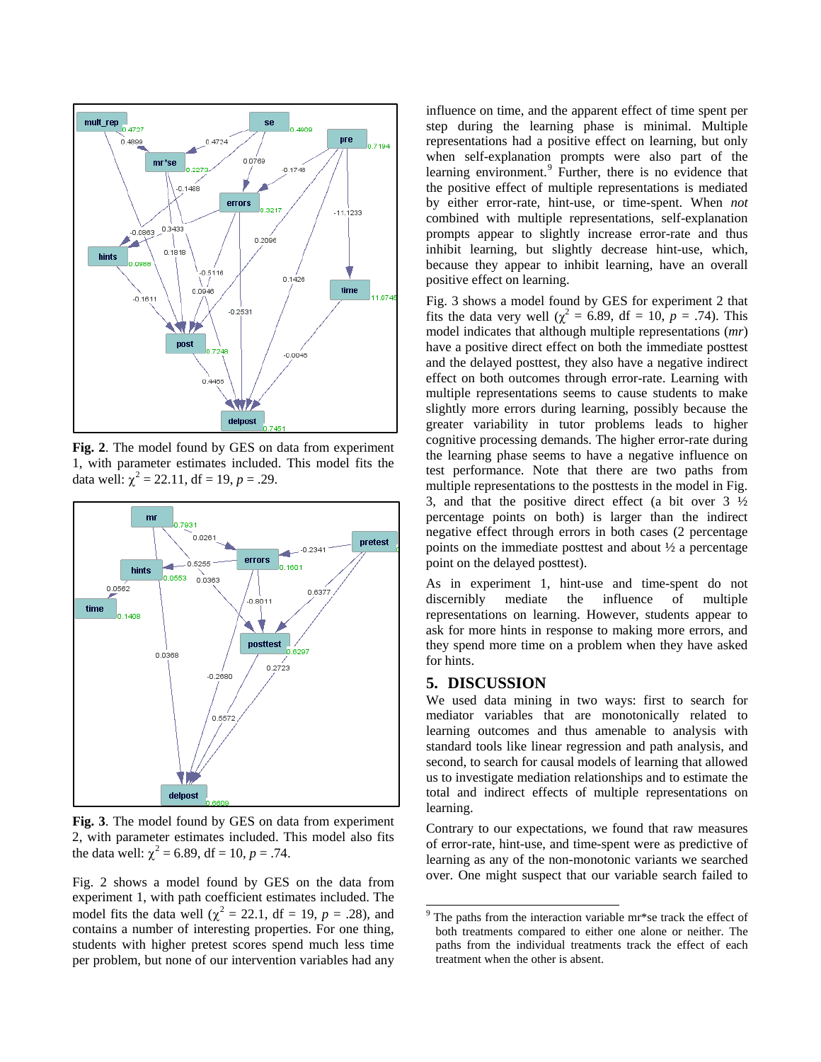**Fig. 2**. The model found by GES on data from experiment 1, with parameter estimates included. This model fits the data well: $\chi^2 = 22.11$, df = 19, $p = .29$.

**Fig. 3**. The model found by GES on data from experiment 2, with parameter estimates included. This model also fits the data well: $\chi^2 = 6.89$, df = 10, $p = .74$.

Fig. 2 shows a model found by GES on the data from experiment 1, with path coefficient estimates included. The model fits the data well ($\chi^2 = 22.1$, df = 19, $p = .28$), and contains a number of interesting properties. For one thing, students with higher pretest scores spend much less time per problem, but none of our intervention variables had any influence on time, and the apparent effect of time spent per step during the learning phase is minimal. Multiple representations had a positive effect on learning, but only when self-explanation prompts were also part of the learning environment.[9] Further, there is no evidence that the positive effect of multiple representations is mediated by either error-rate, hint-use, or time-spent. When *not* combined with multiple representations, self-explanation prompts appear to slightly increase error-rate and thus inhibit learning, but slightly decrease hint-use, which, because they appear to inhibit learning, have an overall positive effect on learning.

Fig. 3 shows a model found by GES for experiment 2 that fits the data very well ($\chi^2 = 6.89$, df = 10, $p = .74$). This model indicates that although multiple representations (*mr*) have a positive direct effect on both the immediate posttest and the delayed posttest, they also have a negative indirect effect on both outcomes through error-rate. Learning with multiple representations seems to cause students to make slightly more errors during learning, possibly because the greater variability in tutor problems leads to higher cognitive processing demands. The higher error-rate during the learning phase seems to have a negative influence on test performance. Note that there are two paths from multiple representations to the posttests in the model in Fig. 3, and that the positive direct effect (a bit over 3 ½ percentage points on both) is larger than the indirect negative effect through errors in both cases (2 percentage points on the immediate posttest and about ½ a percentage point on the delayed posttest).

As in experiment 1, hint-use and time-spent do not discernibly mediate the influence of multiple representations on learning. However, students appear to ask for more hints in response to making more errors, and they spend more time on a problem when they have asked for hints.

## 5. DISCUSSION

We used data mining in two ways: first to search for mediator variables that are monotonically related to learning outcomes and thus amenable to analysis with standard tools like linear regression and path analysis, and second, to search for causal models of learning that allowed us to investigate mediation relationships and to estimate the total and indirect effects of multiple representations on learning.

Contrary to our expectations, we found that raw measures of error-rate, hint-use, and time-spent were as predictive of learning as any of the non-monotonic variants we searched over. One might suspect that our variable search failed to

[9] The paths from the interaction variable mr*se track the effect of both treatments compared to either one alone or neither. The paths from the individual treatments track the effect of each treatment when the other is absent.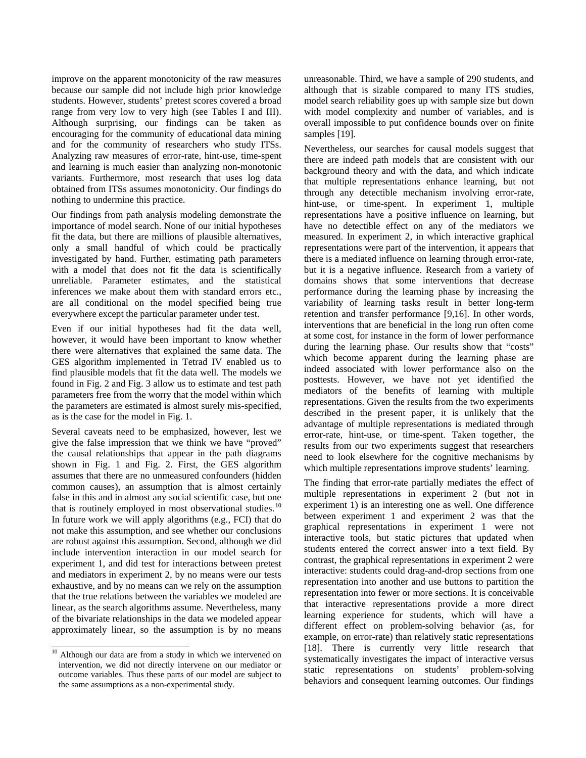improve on the apparent monotonicity of the raw measures because our sample did not include high prior knowledge students. However, students' pretest scores covered a broad range from very low to very high (see Tables I and III). Although surprising, our findings can be taken as encouraging for the community of educational data mining and for the community of researchers who study ITSs. Analyzing raw measures of error-rate, hint-use, time-spent and learning is much easier than analyzing non-monotonic variants. Furthermore, most research that uses log data obtained from ITSs assumes monotonicity. Our findings do nothing to undermine this practice.

Our findings from path analysis modeling demonstrate the importance of model search. None of our initial hypotheses fit the data, but there are millions of plausible alternatives, only a small handful of which could be practically investigated by hand. Further, estimating path parameters with a model that does not fit the data is scientifically unreliable. Parameter estimates, and the statistical inferences we make about them with standard errors etc., are all conditional on the model specified being true everywhere except the particular parameter under test.

Even if our initial hypotheses had fit the data well, however, it would have been important to know whether there were alternatives that explained the same data. The GES algorithm implemented in Tetrad IV enabled us to find plausible models that fit the data well. The models we found in Fig. 2 and Fig. 3 allow us to estimate and test path parameters free from the worry that the model within which the parameters are estimated is almost surely mis-specified, as is the case for the model in Fig. 1.

Several caveats need to be emphasized, however, lest we give the false impression that we think we have "proved" the causal relationships that appear in the path diagrams shown in Fig. 1 and Fig. 2. First, the GES algorithm assumes that there are no unmeasured confounders (hidden common causes), an assumption that is almost certainly false in this and in almost any social scientific case, but one that is routinely employed in most observational studies.[10] In future work we will apply algorithms (e.g., FCI) that do not make this assumption, and see whether our conclusions are robust against this assumption. Second, although we did include intervention interaction in our model search for experiment 1, and did test for interactions between pretest and mediators in experiment 2, by no means were our tests exhaustive, and by no means can we rely on the assumption that the true relations between the variables we modeled are linear, as the search algorithms assume. Nevertheless, many of the bivariate relationships in the data we modeled appear approximately linear, so the assumption is by no means unreasonable. Third, we have a sample of 290 students, and although that is sizable compared to many ITS studies, model search reliability goes up with sample size but down with model complexity and number of variables, and is overall impossible to put confidence bounds over on finite samples [19].

Nevertheless, our searches for causal models suggest that there are indeed path models that are consistent with our background theory and with the data, and which indicate that multiple representations enhance learning, but not through any detectible mechanism involving error-rate, hint-use, or time-spent. In experiment 1, multiple representations have a positive influence on learning, but have no detectible effect on any of the mediators we measured. In experiment 2, in which interactive graphical representations were part of the intervention, it appears that there is a mediated influence on learning through error-rate, but it is a negative influence. Research from a variety of domains shows that some interventions that decrease performance during the learning phase by increasing the variability of learning tasks result in better long-term retention and transfer performance [9,16]. In other words, interventions that are beneficial in the long run often come at some cost, for instance in the form of lower performance during the learning phase. Our results show that "costs" which become apparent during the learning phase are indeed associated with lower performance also on the posttests. However, we have not yet identified the mediators of the benefits of learning with multiple representations. Given the results from the two experiments described in the present paper, it is unlikely that the advantage of multiple representations is mediated through error-rate, hint-use, or time-spent. Taken together, the results from our two experiments suggest that researchers need to look elsewhere for the cognitive mechanisms by which multiple representations improve students' learning.

The finding that error-rate partially mediates the effect of multiple representations in experiment 2 (but not in experiment 1) is an interesting one as well. One difference between experiment 1 and experiment 2 was that the graphical representations in experiment 1 were not interactive tools, but static pictures that updated when students entered the correct answer into a text field. By contrast, the graphical representations in experiment 2 were interactive: students could drag-and-drop sections from one representation into another and use buttons to partition the representation into fewer or more sections. It is conceivable that interactive representations provide a more direct learning experience for students, which will have a different effect on problem-solving behavior (as, for example, on error-rate) than relatively static representations [18]. There is currently very little research that systematically investigates the impact of interactive versus static representations on students' problem-solving behaviors and consequent learning outcomes. Our findings

[10] Although our data are from a study in which we intervened on intervention, we did not directly intervene on our mediator or outcome variables. Thus these parts of our model are subject to the same assumptions as a non-experimental study.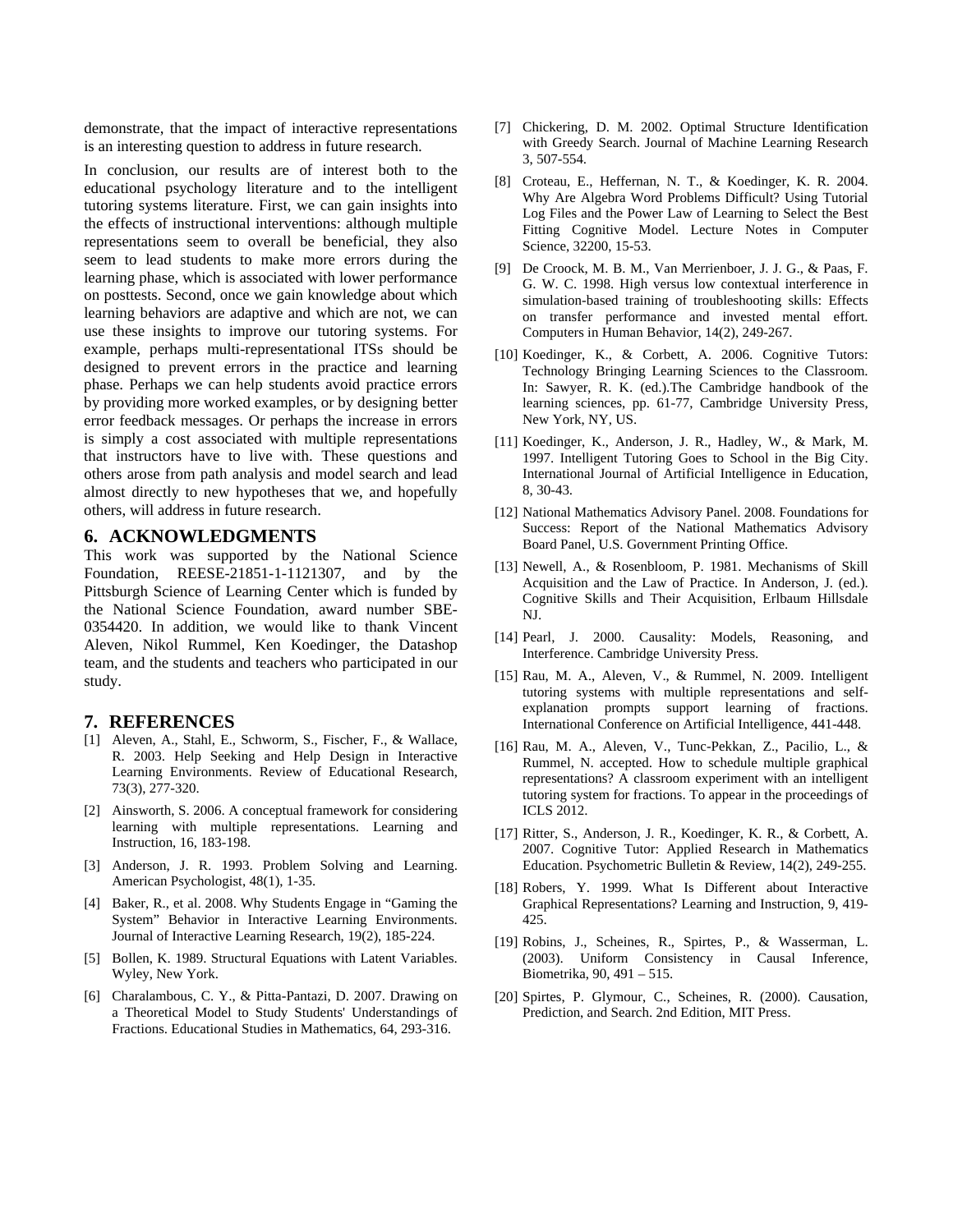demonstrate, that the impact of interactive representations is an interesting question to address in future research.

In conclusion, our results are of interest both to the educational psychology literature and to the intelligent tutoring systems literature. First, we can gain insights into the effects of instructional interventions: although multiple representations seem to overall be beneficial, they also seem to lead students to make more errors during the learning phase, which is associated with lower performance on posttests. Second, once we gain knowledge about which learning behaviors are adaptive and which are not, we can use these insights to improve our tutoring systems. For example, perhaps multi-representational ITSs should be designed to prevent errors in the practice and learning phase. Perhaps we can help students avoid practice errors by providing more worked examples, or by designing better error feedback messages. Or perhaps the increase in errors is simply a cost associated with multiple representations that instructors have to live with. These questions and others arose from path analysis and model search and lead almost directly to new hypotheses that we, and hopefully others, will address in future research.

## 6. ACKNOWLEDGMENTS

This work was supported by the National Science Foundation, REESE-21851-1-1121307, and by the Pittsburgh Science of Learning Center which is funded by the National Science Foundation, award number SBE-0354420. In addition, we would like to thank Vincent Aleven, Nikol Rummel, Ken Koedinger, the Datashop team, and the students and teachers who participated in our study.

## 7. REFERENCES

[1] Aleven, A., Stahl, E., Schworm, S., Fischer, F., & Wallace, R. 2003. Help Seeking and Help Design in Interactive Learning Environments. Review of Educational Research, 73(3), 277-320.

[2] Ainsworth, S. 2006. A conceptual framework for considering learning with multiple representations. Learning and Instruction, 16, 183-198.

[3] Anderson, J. R. 1993. Problem Solving and Learning. American Psychologist, 48(1), 1-35.

[4] Baker, R., et al. 2008. Why Students Engage in “Gaming the System” Behavior in Interactive Learning Environments. Journal of Interactive Learning Research, 19(2), 185-224.

[5] Bollen, K. 1989. Structural Equations with Latent Variables. Wyley, New York.

[6] Charalambous, C. Y., & Pitta-Pantazi, D. 2007. Drawing on a Theoretical Model to Study Students' Understandings of Fractions. Educational Studies in Mathematics, 64, 293-316.

[7] Chickering, D. M. 2002. Optimal Structure Identification with Greedy Search. Journal of Machine Learning Research 3, 507-554.

[8] Croteau, E., Heffernan, N. T., & Koedinger, K. R. 2004. Why Are Algebra Word Problems Difficult? Using Tutorial Log Files and the Power Law of Learning to Select the Best Fitting Cognitive Model. Lecture Notes in Computer Science, 32200, 15-53.

[9] De Croock, M. B. M., Van Merrienboer, J. J. G., & Paas, F. G. W. C. 1998. High versus low contextual interference in simulation-based training of troubleshooting skills: Effects on transfer performance and invested mental effort. Computers in Human Behavior, 14(2), 249-267.

[10] Koedinger, K., & Corbett, A. 2006. Cognitive Tutors: Technology Bringing Learning Sciences to the Classroom. In: Sawyer, R. K. (ed.).The Cambridge handbook of the learning sciences, pp. 61-77, Cambridge University Press, New York, NY, US.

[11] Koedinger, K., Anderson, J. R., Hadley, W., & Mark, M. 1997. Intelligent Tutoring Goes to School in the Big City. International Journal of Artificial Intelligence in Education, 8, 30-43.

[12] National Mathematics Advisory Panel. 2008. Foundations for Success: Report of the National Mathematics Advisory Board Panel, U.S. Government Printing Office.

[13] Newell, A., & Rosenbloom, P. 1981. Mechanisms of Skill Acquisition and the Law of Practice. In Anderson, J. (ed.). Cognitive Skills and Their Acquisition, Erlbaum Hillsdale NJ.

[14] Pearl, J. 2000. Causality: Models, Reasoning, and Interference. Cambridge University Press.

[15] Rau, M. A., Aleven, V., & Rummel, N. 2009. Intelligent tutoring systems with multiple representations and self-explanation prompts support learning of fractions. International Conference on Artificial Intelligence, 441-448.

[16] Rau, M. A., Aleven, V., Tunc-Pekkan, Z., Pacilio, L., & Rummel, N. accepted. How to schedule multiple graphical representations? A classroom experiment with an intelligent tutoring system for fractions. To appear in the proceedings of ICLS 2012.

[17] Ritter, S., Anderson, J. R., Koedinger, K. R., & Corbett, A. 2007. Cognitive Tutor: Applied Research in Mathematics Education. Psychometric Bulletin & Review, 14(2), 249-255.

[18] Robers, Y. 1999. What Is Different about Interactive Graphical Representations? Learning and Instruction, 9, 419-425.

[19] Robins, J., Scheines, R., Spirtes, P., & Wasserman, L. (2003). Uniform Consistency in Causal Inference, Biometrika, 90, 491 – 515.

[20] Spirtes, P. Glymour, C., Scheines, R. (2000). Causation, Prediction, and Search. 2nd Edition, MIT Press.